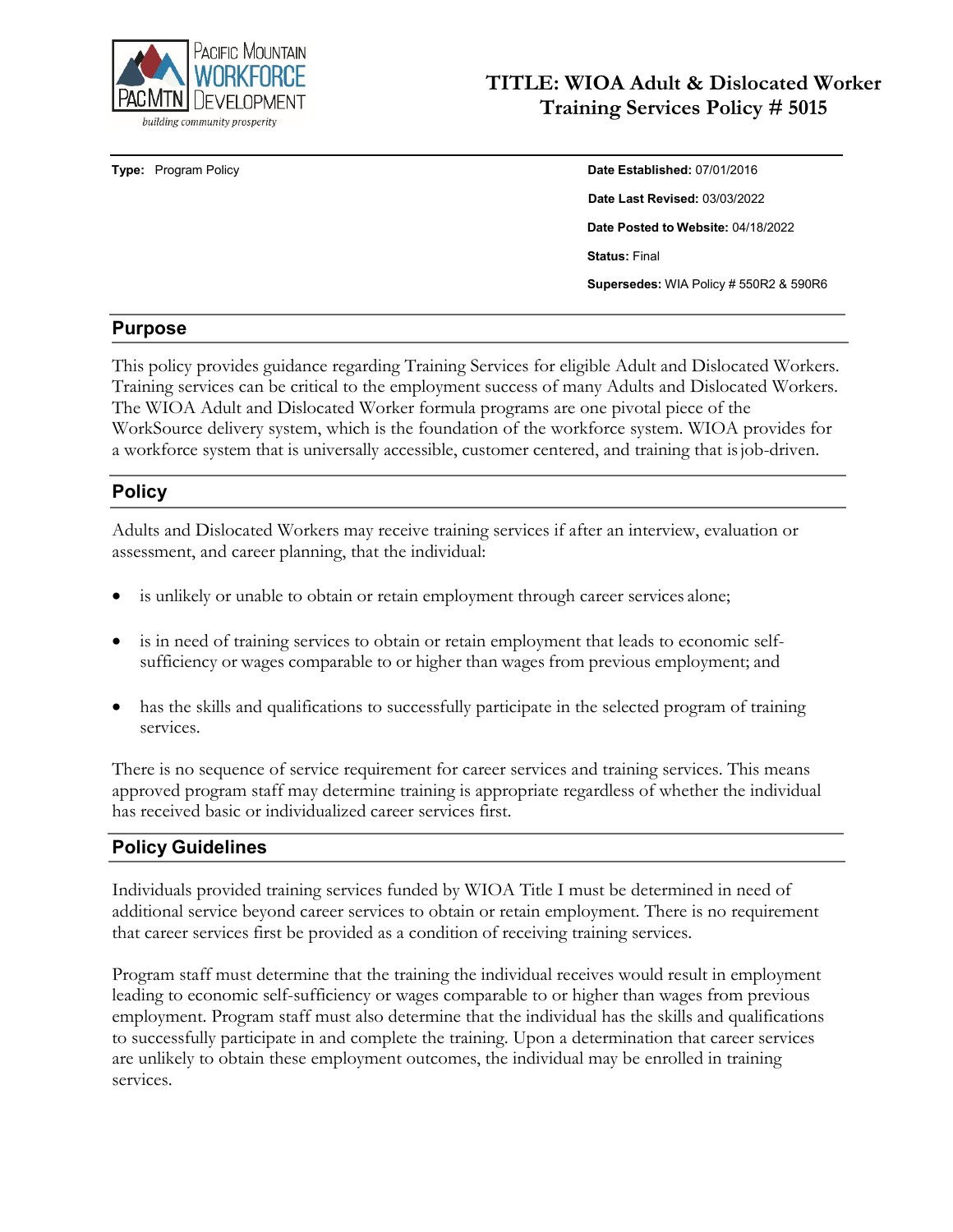# TITLE: WIOA Adult & Dislocated Worker Training Services Policy # 5015

**Type:** Program Policy

**Date Established:** 07/01/2016

**Date Last Revised:** 03/03/2022

**Date Posted to Website:** 04/18/2022

**Status:** Final

**Supersedes:** WIA Policy # 550R2 & 590R6

## Purpose

This policy provides guidance regarding Training Services for eligible Adult and Dislocated Workers. Training services can be critical to the employment success of many Adults and Dislocated Workers. The WIOA Adult and Dislocated Worker formula programs are one pivotal piece of the WorkSource delivery system, which is the foundation of the workforce system. WIOA provides for a workforce system that is universally accessible, customer centered, and training that is job-driven.

## Policy

Adults and Dislocated Workers may receive training services if after an interview, evaluation or assessment, and career planning, that the individual:

- is unlikely or unable to obtain or retain employment through career services alone;
- is in need of training services to obtain or retain employment that leads to economic self-sufficiency or wages comparable to or higher than wages from previous employment; and
- has the skills and qualifications to successfully participate in the selected program of training services.

There is no sequence of service requirement for career services and training services. This means approved program staff may determine training is appropriate regardless of whether the individual has received basic or individualized career services first.

## Policy Guidelines

Individuals provided training services funded by WIOA Title I must be determined in need of additional service beyond career services to obtain or retain employment. There is no requirement that career services first be provided as a condition of receiving training services.

Program staff must determine that the training the individual receives would result in employment leading to economic self-sufficiency or wages comparable to or higher than wages from previous employment. Program staff must also determine that the individual has the skills and qualifications to successfully participate in and complete the training. Upon a determination that career services are unlikely to obtain these employment outcomes, the individual may be enrolled in training services.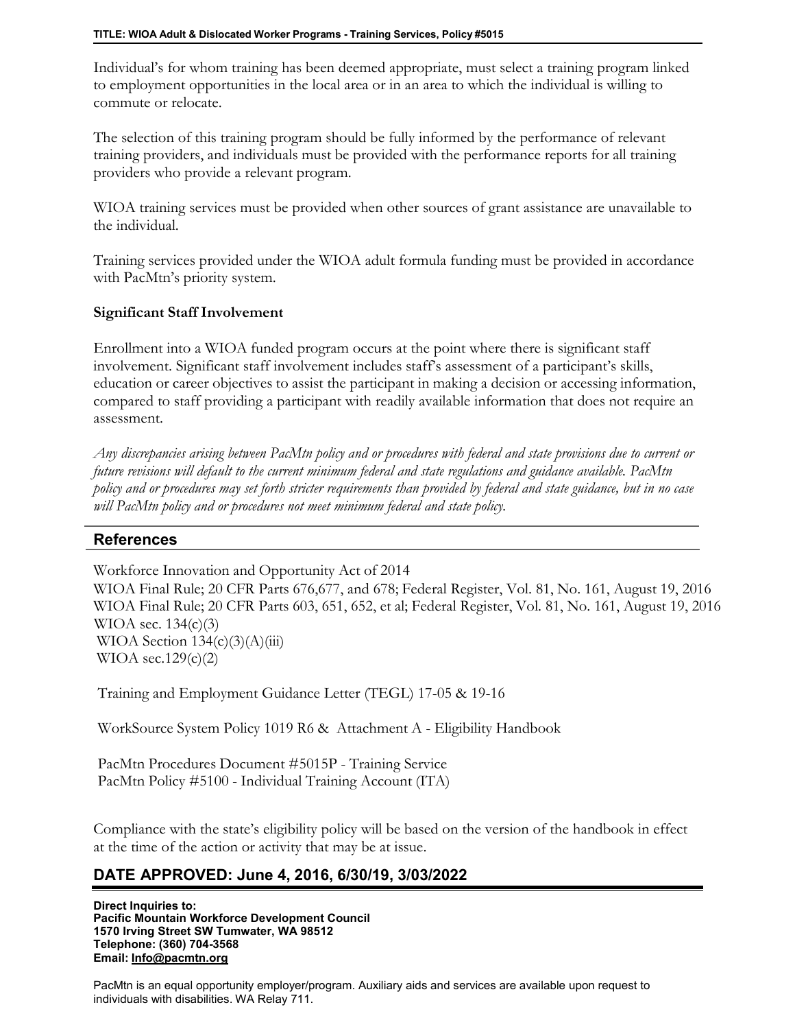Individual's for whom training has been deemed appropriate, must select a training program linked to employment opportunities in the local area or in an area to which the individual is willing to commute or relocate.

The selection of this training program should be fully informed by the performance of relevant training providers, and individuals must be provided with the performance reports for all training providers who provide a relevant program.

WIOA training services must be provided when other sources of grant assistance are unavailable to the individual.

Training services provided under the WIOA adult formula funding must be provided in accordance with PacMtn's priority system.

**Significant Staff Involvement**

Enrollment into a WIOA funded program occurs at the point where there is significant staff involvement. Significant staff involvement includes staff's assessment of a participant's skills, education or career objectives to assist the participant in making a decision or accessing information, compared to staff providing a participant with readily available information that does not require an assessment.

*Any discrepancies arising between PacMtn policy and or procedures with federal and state provisions due to current or future revisions will default to the current minimum federal and state regulations and guidance available. PacMtn policy and or procedures may set forth stricter requirements than provided by federal and state guidance, but in no case will PacMtn policy and or procedures not meet minimum federal and state policy.*

## References

Workforce Innovation and Opportunity Act of 2014
WIOA Final Rule; 20 CFR Parts 676,677, and 678; Federal Register, Vol. 81, No. 161, August 19, 2016
WIOA Final Rule; 20 CFR Parts 603, 651, 652, et al; Federal Register, Vol. 81, No. 161, August 19, 2016
WIOA sec. 134(c)(3)
WIOA Section 134(c)(3)(A)(iii)
WIOA sec.129(c)(2)

Training and Employment Guidance Letter (TEGL) 17-05 & 19-16

WorkSource System Policy 1019 R6 & Attachment A - Eligibility Handbook

PacMtn Procedures Document #5015P - Training Service
PacMtn Policy #5100 - Individual Training Account (ITA)

Compliance with the state's eligibility policy will be based on the version of the handbook in effect at the time of the action or activity that may be at issue.

## DATE APPROVED: June 4, 2016, 6/30/19, 3/03/2022

**Direct Inquiries to:**
**Pacific Mountain Workforce Development Council**
**1570 Irving Street SW Tumwater, WA 98512**
**Telephone: (360) 704-3568**
**Email: Info@pacmtn.org**

PacMtn is an equal opportunity employer/program. Auxiliary aids and services are available upon request to individuals with disabilities. WA Relay 711.